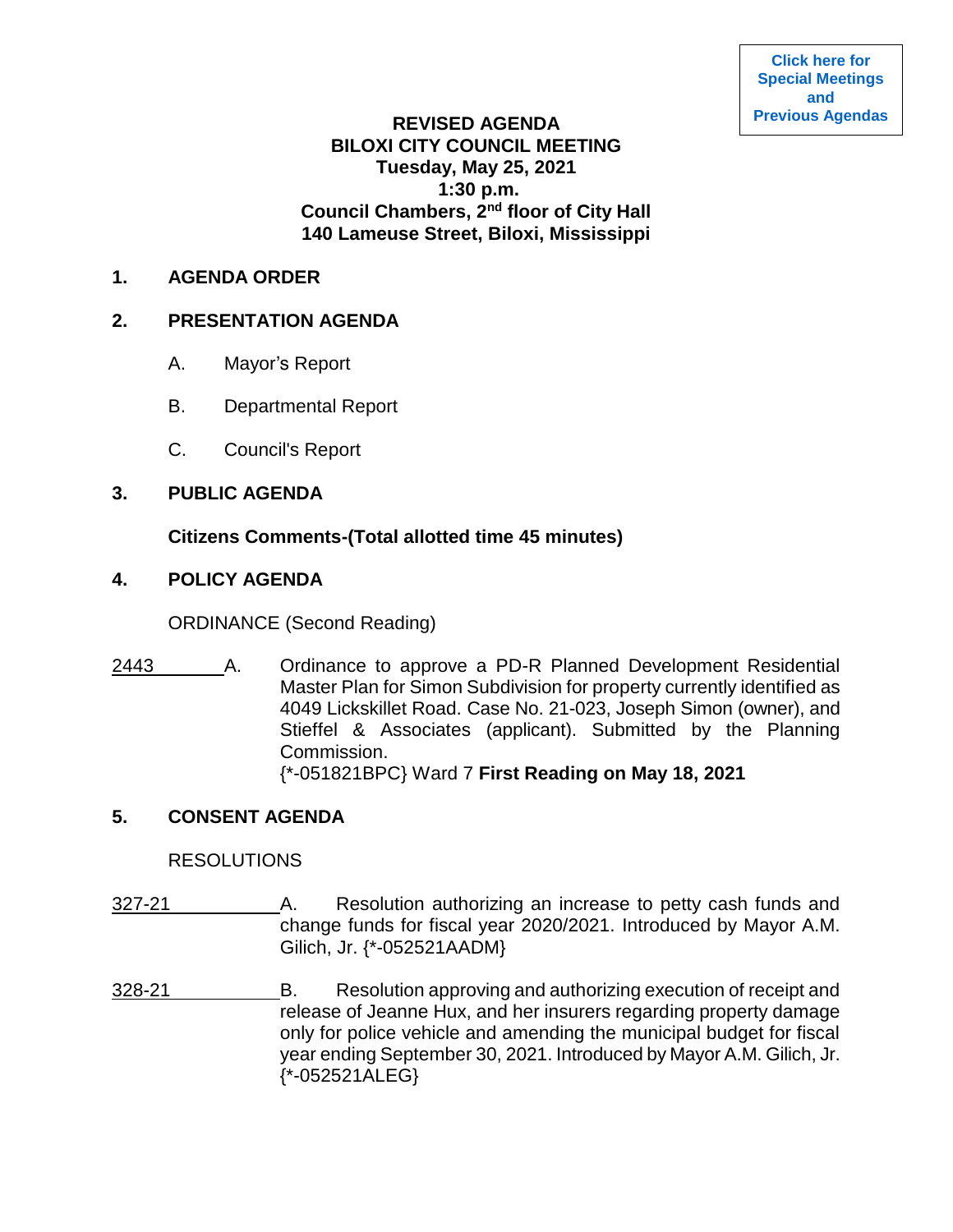Click here for Special Meetings and Previous Agendas

**REVISED AGENDA**
**BILOXI CITY COUNCIL MEETING**
**Tuesday, May 25, 2021**
**1:30 p.m.**
**Council Chambers, 2nd floor of City Hall**
**140 Lameuse Street, Biloxi, Mississippi**

**1. AGENDA ORDER**

**2. PRESENTATION AGENDA**

A. Mayor's Report

B. Departmental Report

C. Council's Report

**3. PUBLIC AGENDA**

**Citizens Comments-(Total allotted time 45 minutes)**

**4. POLICY AGENDA**

ORDINANCE (Second Reading)

2443 A. Ordinance to approve a PD-R Planned Development Residential Master Plan for Simon Subdivision for property currently identified as 4049 Lickskillet Road. Case No. 21-023, Joseph Simon (owner), and Stieffel & Associates (applicant). Submitted by the Planning Commission.
{*-051821BPC} Ward 7 **First Reading on May 18, 2021**

**5. CONSENT AGENDA**

RESOLUTIONS

327-21 A. Resolution authorizing an increase to petty cash funds and change funds for fiscal year 2020/2021. Introduced by Mayor A.M. Gilich, Jr. {*-052521AADM}

328-21 B. Resolution approving and authorizing execution of receipt and release of Jeanne Hux, and her insurers regarding property damage only for police vehicle and amending the municipal budget for fiscal year ending September 30, 2021. Introduced by Mayor A.M. Gilich, Jr. {*-052521ALEG}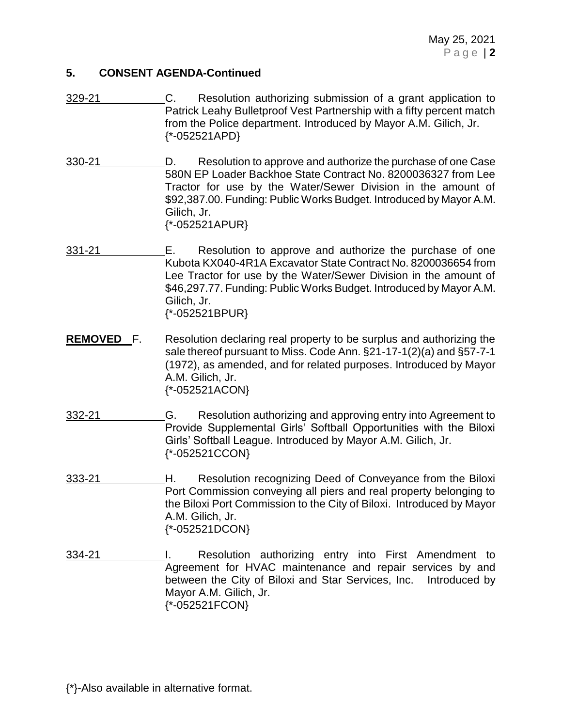## 5. CONSENT AGENDA-Continued

329-21 C. Resolution authorizing submission of a grant application to Patrick Leahy Bulletproof Vest Partnership with a fifty percent match from the Police department. Introduced by Mayor A.M. Gilich, Jr.
{*-052521APD}

330-21 D. Resolution to approve and authorize the purchase of one Case 580N EP Loader Backhoe State Contract No. 8200036327 from Lee Tractor for use by the Water/Sewer Division in the amount of $92,387.00. Funding: Public Works Budget. Introduced by Mayor A.M. Gilich, Jr.
{*-052521APUR}

331-21 E. Resolution to approve and authorize the purchase of one Kubota KX040-4R1A Excavator State Contract No. 8200036654 from Lee Tractor for use by the Water/Sewer Division in the amount of $46,297.77. Funding: Public Works Budget. Introduced by Mayor A.M. Gilich, Jr.
{*-052521BPUR}

**REMOVED** F. Resolution declaring real property to be surplus and authorizing the sale thereof pursuant to Miss. Code Ann. §21-17-1(2)(a) and §57-7-1 (1972), as amended, and for related purposes. Introduced by Mayor A.M. Gilich, Jr.
{*-052521ACON}

332-21 G. Resolution authorizing and approving entry into Agreement to Provide Supplemental Girls' Softball Opportunities with the Biloxi Girls' Softball League. Introduced by Mayor A.M. Gilich, Jr.
{*-052521CCON}

333-21 H. Resolution recognizing Deed of Conveyance from the Biloxi Port Commission conveying all piers and real property belonging to the Biloxi Port Commission to the City of Biloxi. Introduced by Mayor A.M. Gilich, Jr.
{*-052521DCON}

334-21 I. Resolution authorizing entry into First Amendment to Agreement for HVAC maintenance and repair services by and between the City of Biloxi and Star Services, Inc. Introduced by Mayor A.M. Gilich, Jr.
{*-052521FCON}

{*}-Also available in alternative format.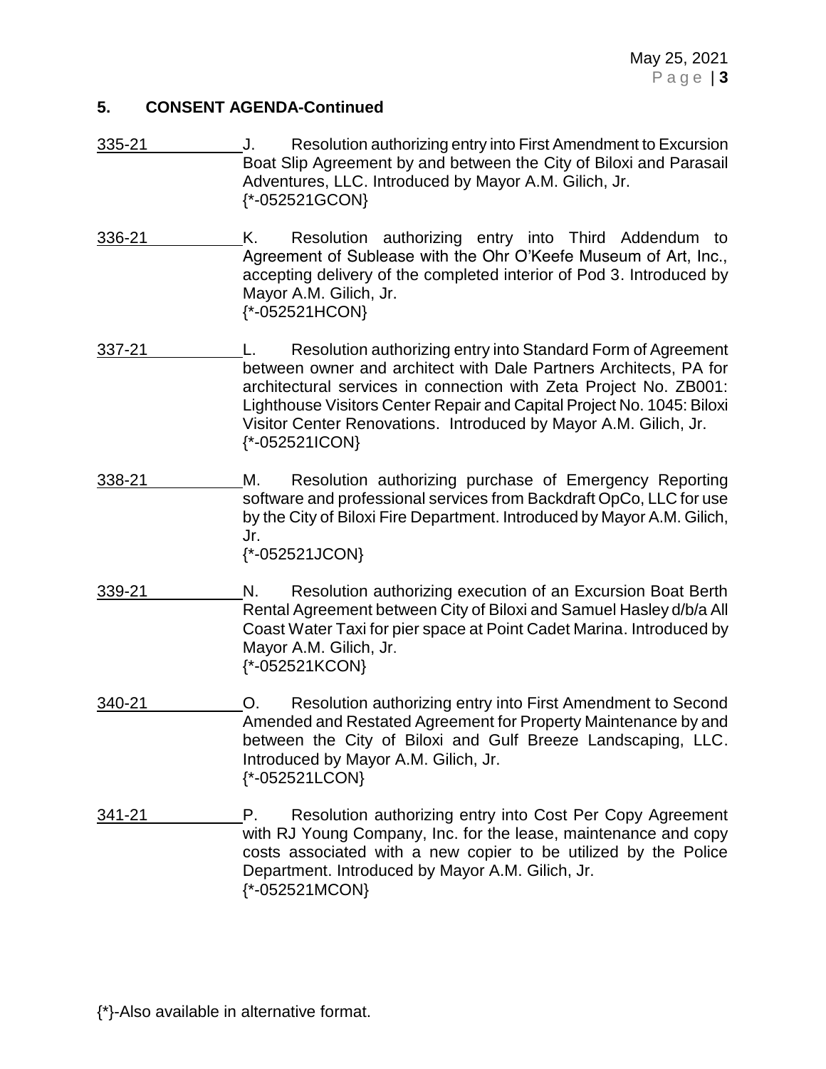## 5. CONSENT AGENDA-Continued

335-21 J. Resolution authorizing entry into First Amendment to Excursion Boat Slip Agreement by and between the City of Biloxi and Parasail Adventures, LLC. Introduced by Mayor A.M. Gilich, Jr.
{*-052521GCON}

336-21 K. Resolution authorizing entry into Third Addendum to Agreement of Sublease with the Ohr O'Keefe Museum of Art, Inc., accepting delivery of the completed interior of Pod 3. Introduced by Mayor A.M. Gilich, Jr.
{*-052521HCON}

337-21 L. Resolution authorizing entry into Standard Form of Agreement between owner and architect with Dale Partners Architects, PA for architectural services in connection with Zeta Project No. ZB001: Lighthouse Visitors Center Repair and Capital Project No. 1045: Biloxi Visitor Center Renovations. Introduced by Mayor A.M. Gilich, Jr.
{*-052521ICON}

338-21 M. Resolution authorizing purchase of Emergency Reporting software and professional services from Backdraft OpCo, LLC for use by the City of Biloxi Fire Department. Introduced by Mayor A.M. Gilich, Jr.
{*-052521JCON}

339-21 N. Resolution authorizing execution of an Excursion Boat Berth Rental Agreement between City of Biloxi and Samuel Hasley d/b/a All Coast Water Taxi for pier space at Point Cadet Marina. Introduced by Mayor A.M. Gilich, Jr.
{*-052521KCON}

340-21 O. Resolution authorizing entry into First Amendment to Second Amended and Restated Agreement for Property Maintenance by and between the City of Biloxi and Gulf Breeze Landscaping, LLC. Introduced by Mayor A.M. Gilich, Jr.
{*-052521LCON}

341-21 P. Resolution authorizing entry into Cost Per Copy Agreement with RJ Young Company, Inc. for the lease, maintenance and copy costs associated with a new copier to be utilized by the Police Department. Introduced by Mayor A.M. Gilich, Jr.
{*-052521MCON}

{*}-Also available in alternative format.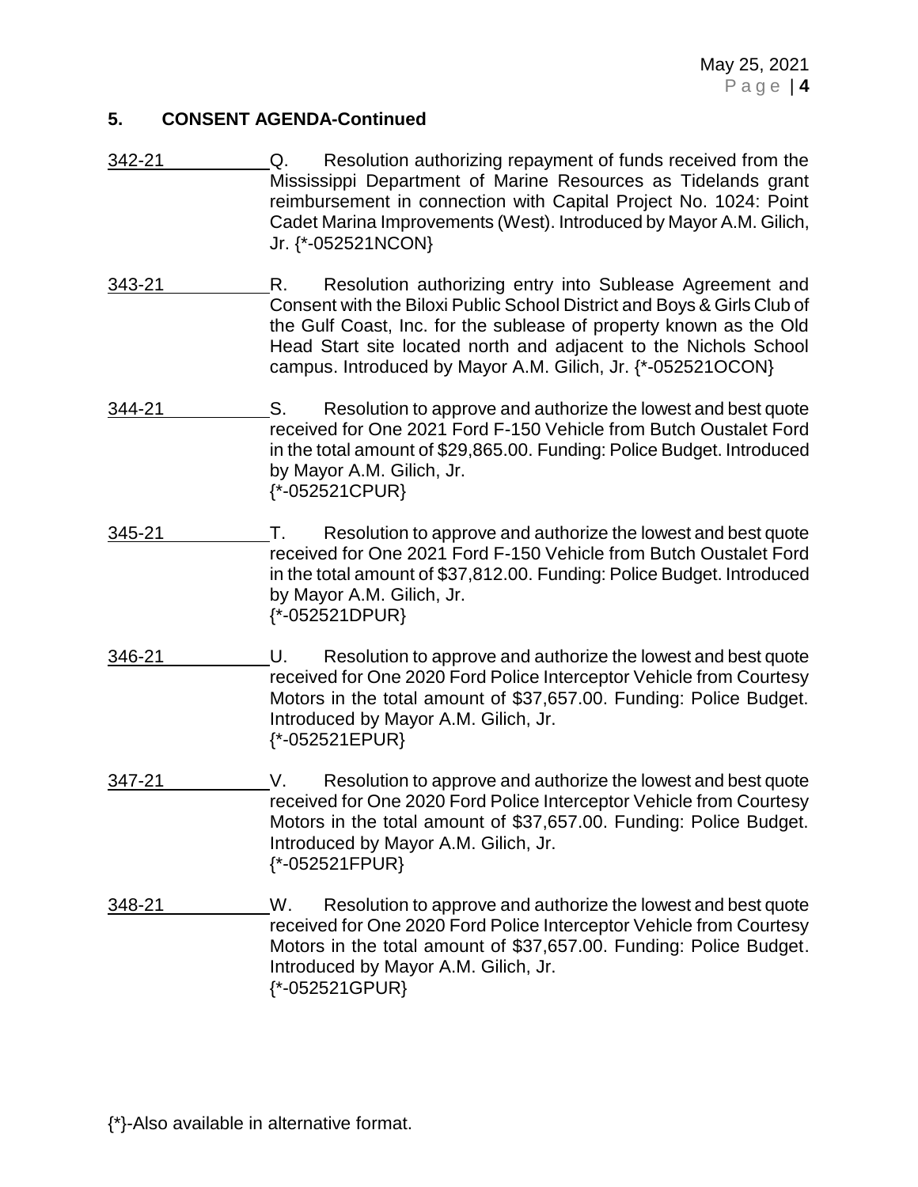## 5. CONSENT AGENDA-Continued

342-21 Q. Resolution authorizing repayment of funds received from the Mississippi Department of Marine Resources as Tidelands grant reimbursement in connection with Capital Project No. 1024: Point Cadet Marina Improvements (West). Introduced by Mayor A.M. Gilich, Jr. {*-052521NCON}

343-21 R. Resolution authorizing entry into Sublease Agreement and Consent with the Biloxi Public School District and Boys & Girls Club of the Gulf Coast, Inc. for the sublease of property known as the Old Head Start site located north and adjacent to the Nichols School campus. Introduced by Mayor A.M. Gilich, Jr. {*-052521OCON}

344-21 S. Resolution to approve and authorize the lowest and best quote received for One 2021 Ford F-150 Vehicle from Butch Oustalet Ford in the total amount of $29,865.00. Funding: Police Budget. Introduced by Mayor A.M. Gilich, Jr. {*-052521CPUR}

345-21 T. Resolution to approve and authorize the lowest and best quote received for One 2021 Ford F-150 Vehicle from Butch Oustalet Ford in the total amount of $37,812.00. Funding: Police Budget. Introduced by Mayor A.M. Gilich, Jr. {*-052521DPUR}

346-21 U. Resolution to approve and authorize the lowest and best quote received for One 2020 Ford Police Interceptor Vehicle from Courtesy Motors in the total amount of $37,657.00. Funding: Police Budget. Introduced by Mayor A.M. Gilich, Jr. {*-052521EPUR}

347-21 V. Resolution to approve and authorize the lowest and best quote received for One 2020 Ford Police Interceptor Vehicle from Courtesy Motors in the total amount of $37,657.00. Funding: Police Budget. Introduced by Mayor A.M. Gilich, Jr. {*-052521FPUR}

348-21 W. Resolution to approve and authorize the lowest and best quote received for One 2020 Ford Police Interceptor Vehicle from Courtesy Motors in the total amount of $37,657.00. Funding: Police Budget. Introduced by Mayor A.M. Gilich, Jr. {*-052521GPUR}

{*}-Also available in alternative format.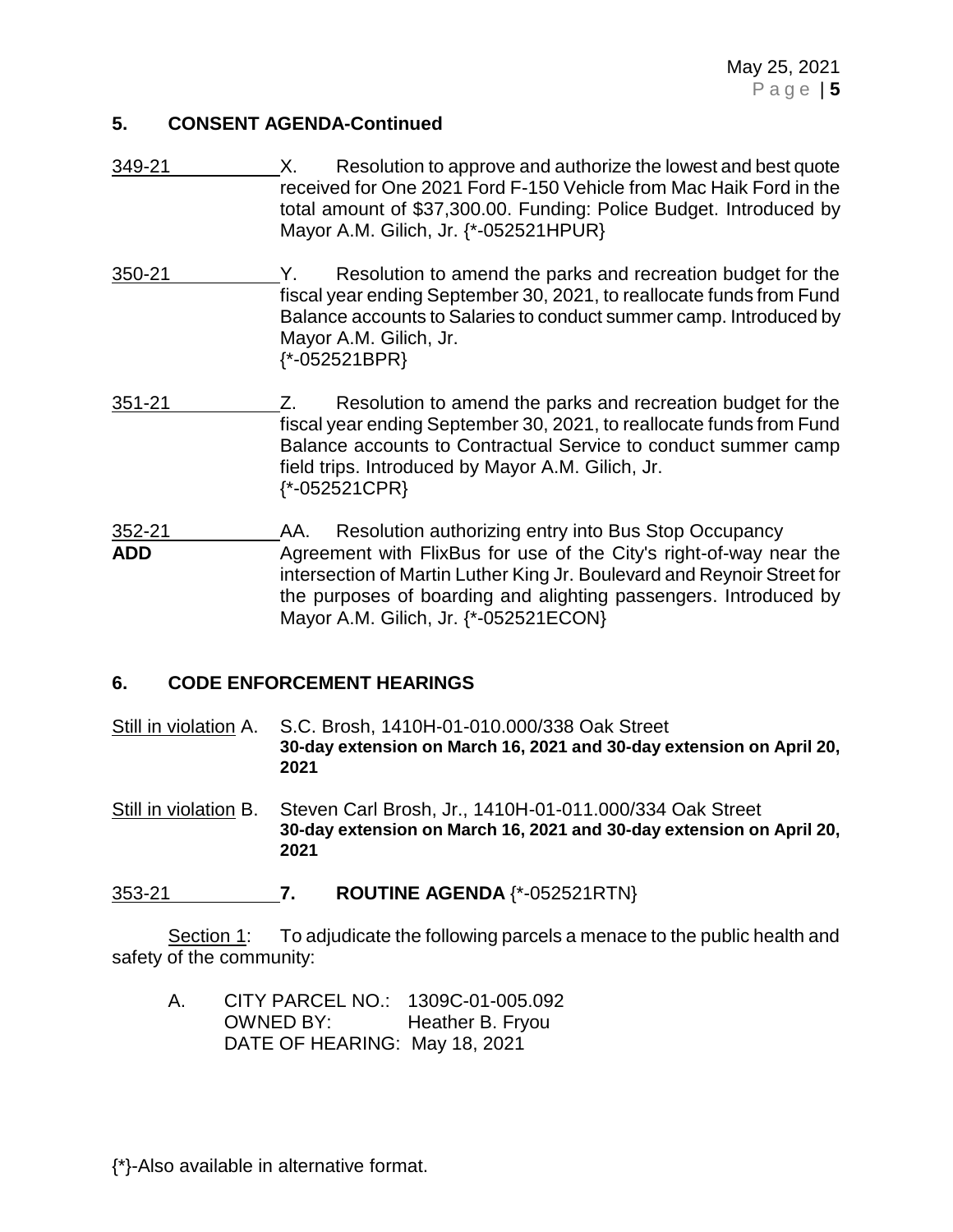## 5. CONSENT AGENDA-Continued

349-21 X. Resolution to approve and authorize the lowest and best quote received for One 2021 Ford F-150 Vehicle from Mac Haik Ford in the total amount of $37,300.00. Funding: Police Budget. Introduced by Mayor A.M. Gilich, Jr. {*-052521HPUR}

350-21 Y. Resolution to amend the parks and recreation budget for the fiscal year ending September 30, 2021, to reallocate funds from Fund Balance accounts to Salaries to conduct summer camp. Introduced by Mayor A.M. Gilich, Jr. {*-052521BPR}

351-21 Z. Resolution to amend the parks and recreation budget for the fiscal year ending September 30, 2021, to reallocate funds from Fund Balance accounts to Contractual Service to conduct summer camp field trips. Introduced by Mayor A.M. Gilich, Jr. {*-052521CPR}

352-21 **ADD** AA. Resolution authorizing entry into Bus Stop Occupancy Agreement with FlixBus for use of the City's right-of-way near the intersection of Martin Luther King Jr. Boulevard and Reynoir Street for the purposes of boarding and alighting passengers. Introduced by Mayor A.M. Gilich, Jr. {*-052521ECON}

## 6. CODE ENFORCEMENT HEARINGS

Still in violation A. S.C. Brosh, 1410H-01-010.000/338 Oak Street
**30-day extension on March 16, 2021 and 30-day extension on April 20, 2021**

Still in violation B. Steven Carl Brosh, Jr., 1410H-01-011.000/334 Oak Street
**30-day extension on March 16, 2021 and 30-day extension on April 20, 2021**

353-21 **7. ROUTINE AGENDA** {*-052521RTN}

Section 1: To adjudicate the following parcels a menace to the public health and safety of the community:

A. CITY PARCEL NO.: 1309C-01-005.092
OWNED BY: Heather B. Fryou
DATE OF HEARING: May 18, 2021

{*}-Also available in alternative format.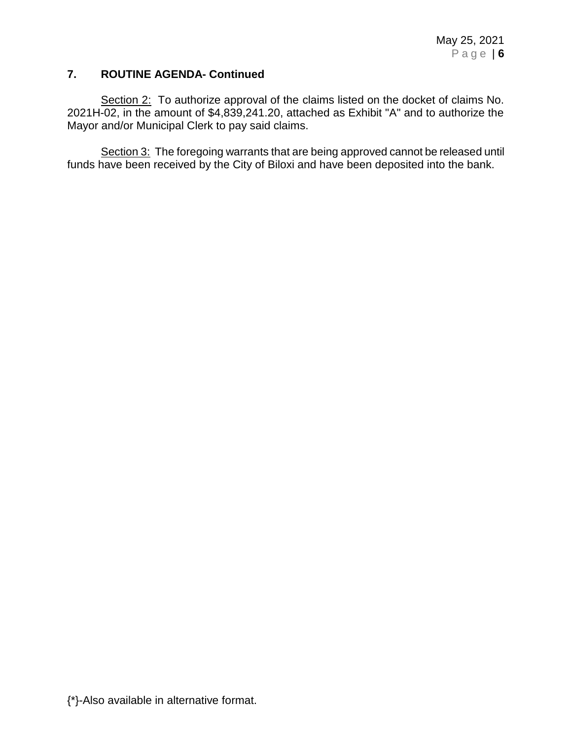## 7. ROUTINE AGENDA- Continued

Section 2: To authorize approval of the claims listed on the docket of claims No. 2021H-02, in the amount of $4,839,241.20, attached as Exhibit "A" and to authorize the Mayor and/or Municipal Clerk to pay said claims.

Section 3: The foregoing warrants that are being approved cannot be released until funds have been received by the City of Biloxi and have been deposited into the bank.

{*}-Also available in alternative format.